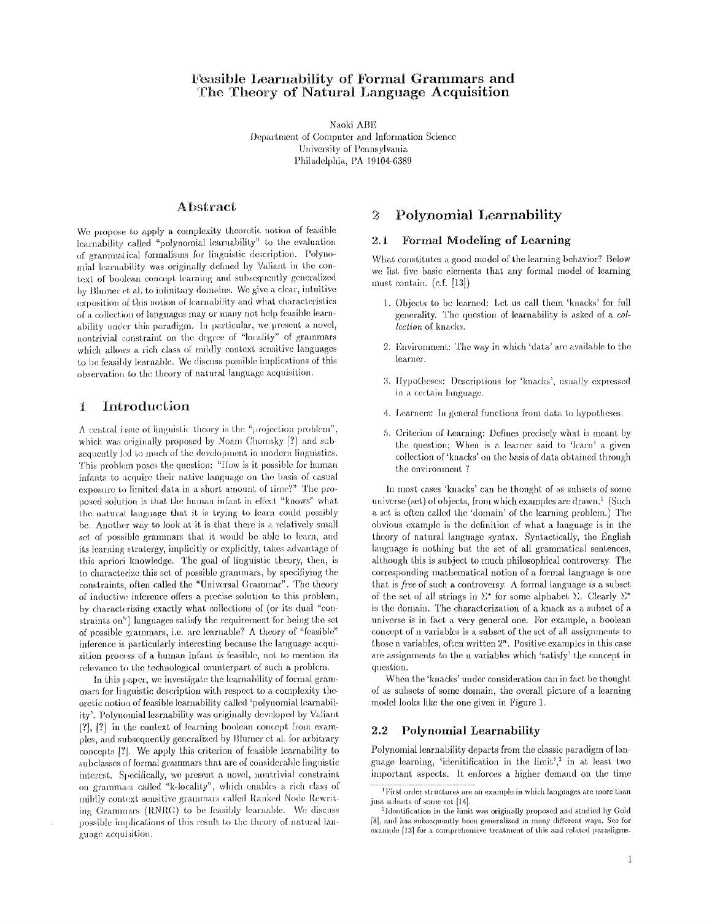# Feasible Learnability of Formal Grammars and The Theory of Natural Language Acquisition

Naoki ABE
Department of Computer and Information Science
University of Pennsylvania
Philadelphia, PA 19104-6389

## Abstract

We propose to apply a complexity theoretic notion of feasible learnability called "polynomial learnability" to the evaluation of grammatical formalisms for linguistic description. Polynomial learnability was originally defined by Valiant in the context of boolean concept learning and subsequently generalized by Blumer et al. to infinitary domains. We give a clear, intuitive exposition of this notion of learnability and what characteristics of a collection of languages may or many not help feasible learnability under this paradigm. In particular, we present a novel, nontrivial constraint on the degree of "locality" of grammars which allows a rich class of mildly context sensitive languages to be feasibly learnable. We discuss possible implications of this observation to the theory of natural language acquisition.

## 1 Introduction

A central issue of linguistic theory is the "projection problem", which was originally proposed by Noam Chomsky [?] and subsequently led to much of the development in modern linguistics. This problem poses the question: "How is it possible for human infants to acquire their native language on the basis of casual exposure to limited data in a short amount of time?" The proposed solution is that the human infant in effect "knows" what the natural language that it is trying to learn could possibly be. Another way to look at it is that there is a relatively small set of possible grammars that it would be able to learn, and its learning stratergy, implicitly or explicitly, takes advantage of this apriori knowledge. The goal of linguistic theory, then, is to characterize this set of possible grammars, by specifiying the constraints, often called the "Universal Grammar". The theory of inductive inference offers a precise solution to this problem, by characterizing exactly what collections of (or its dual "constraints on") languages satisfy the requirement for being the set of possible grammars, i.e. are learnable? A theory of "feasible" inference is particularly interesting because the language acquisition process of a human infant *is* feasible, not to mention its relevance to the technological counterpart of such a problem.

In this paper, we investigate the learnability of formal grammars for linguistic description with respect to a complexity theoretic notion of feasible learnability called 'polynomial learnability'. Polynomial learnability was originally developed by Valiant [?], [?] in the context of learning boolean concept from examples, and subsequently generalized by Blumer et al. for arbitrary concepts [?]. We apply this criterion of feasible learnability to subclasses of formal grammars that are of considerable linguistic interest. Specifically, we present a novel, nontrivial constraint on grammars called "k-locality", which enables a rich class of mildly context sensitive grammars called Ranked Node Rewriting Grammars (RNRG) to be feasibly learnable. We discuss possible implications of this result to the theory of natural language acquisition.

## 2 Polynomial Learnability

### 2.1 Formal Modeling of Learning

What constitutes a good model of the learning behavior? Below we list five basic elements that any formal model of learning must contain. (c.f. [13])

1. Objects to be learned: Let us call them 'knacks' for full generality. The question of learnability is asked of a *collection* of knacks.
2. Environment: The way in which 'data' are available to the learner.
3. Hypotheses: Descriptions for 'knacks', usually expressed in a certain language.
4. Learners: In general functions from data to hypotheses.
5. Criterion of Learning: Defines precisely what is meant by the question; When is a learner said to 'learn' a given collection of 'knacks' on the basis of data obtained through the environment ?

In most cases 'knacks' can be thought of as subsets of some universe (set) of objects, from which examples are drawn.[1] (Such a set is often called the 'domain' of the learning problem.) The obvious example is the definition of what a language is in the theory of natural language syntax. Syntactically, the English language is nothing but the set of all grammatical sentences, although this is subject to much philosophical controversy. The corresponding mathematical notion of a formal language is one that is *free* of such a controversy. A formal language *is* a subset of the set of all strings in $\Sigma^*$ for some alphabet $\Sigma$. Clearly $\Sigma^*$ is the domain. The characterization of a knack as a subset of a universe is in fact a very general one. For example, a boolean concept of n variables is a subset of the set of all assignments to those n variables, often written $2^n$. Positive examples in this case are assignments to the n variables which 'satisfy' the concept in question.

When the 'knacks' under consideration can in fact be thought of as subsets of some domain, the overall picture of a learning model looks like the one given in Figure 1.

### 2.2 Polynomial Learnability

Polynomial learnability departs from the classic paradigm of language learning, 'idenitification in the limit',[2] in at least two important aspects. It enforces a higher demand on the time

[1] First order structures are an example in which languages are more than just subsets of some set [14].

[2] Identification in the limit was originally proposed and studied by Gold [8], and has subsequently been generalized in many different ways. See for example [13] for a comprehensive treatment of this and related paradigms.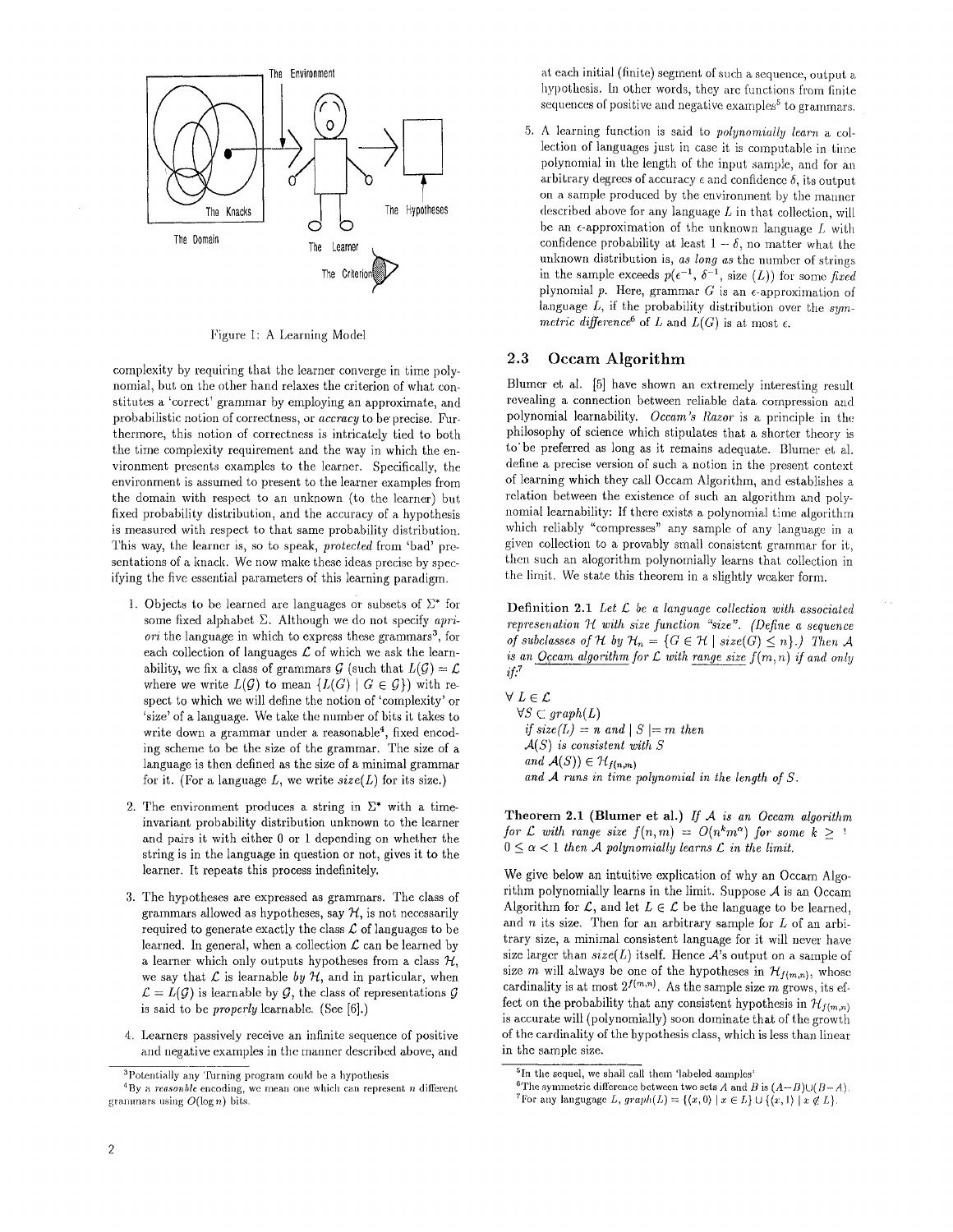Figure 1: A Learning Model

complexity by requiring that the learner converge in time polynomial, but on the other hand relaxes the criterion of what constitutes a 'correct' grammar by employing an approximate, and probabilistic notion of correctness, or *accracy* to be precise. Furthermore, this notion of correctness is intricately tied to both the time complexity requirement and the way in which the environment presents examples to the learner. Specifically, the environment is assumed to present to the learner examples from the domain with respect to an unknown (to the learner) but fixed probability distribution, and the accuracy of a hypothesis is measured with respect to that same probability distribution. This way, the learner is, so to speak, *protected* from 'bad' presentations of a knack. We now make these ideas precise by specifying the five essential parameters of this learning paradigm.

1. Objects to be learned are languages or subsets of $\Sigma^*$ for some fixed alphabet $\Sigma$. Although we do not specify *apriori* the language in which to express these grammars[3], for each collection of languages $\mathcal{L}$ of which we ask the learnability, we fix a class of grammars $\mathcal{G}$ (such that $L(\mathcal{G}) = \mathcal{L}$ where we write $L(\mathcal{G})$ to mean $\{L(G) \mid G \in \mathcal{G}\}$) with respect to which we will define the notion of 'complexity' or 'size' of a language. We take the number of bits it takes to write down a grammar under a reasonable[4], fixed encoding scheme to be the size of the grammar. The size of a language is then defined as the size of a minimal grammar for it. (For a language $L$, we write $size(L)$ for its size.)

2. The environment produces a string in $\Sigma^*$ with a time-invariant probability distribution unknown to the learner and pairs it with either 0 or 1 depending on whether the string is in the language in question or not, gives it to the learner. It repeats this process indefinitely.

3. The hypotheses are expressed as grammars. The class of grammars allowed as hypotheses, say $\mathcal{H}$, is not necessarily required to generate exactly the class $\mathcal{L}$ of languages to be learned. In general, when a collection $\mathcal{L}$ can be learned by a learner which only outputs hypotheses from a class $\mathcal{H}$, we say that $\mathcal{L}$ is learnable *by* $\mathcal{H}$, and in particular, when $\mathcal{L} = L(\mathcal{G})$ is learnable by $\mathcal{G}$, the class of representations $\mathcal{G}$ is said to be *properly* learnable. (See [6].)

4. Learners passively receive an infinite sequence of positive and negative examples in the manner described above, and at each initial (finite) segment of such a sequence, output a hypothesis. In other words, they are functions from finite sequences of positive and negative examples[5] to grammars.

5. A learning function is said to *polynomially learn* a collection of languages just in case it is computable in time polynomial in the length of the input sample, and for an arbitrary degrees of accuracy $\epsilon$ and confidence $\delta$, its output on a sample produced by the environment by the manner described above for any language $L$ in that collection, will be an $\epsilon$-approximation of the unknown language $L$ with confidence probability at least $1 - \delta$, no matter what the unknown distribution is, *as long as* the number of strings in the sample exceeds $p(\epsilon^{-1}, \delta^{-1}, \text{size}(L))$ for some *fixed* plynomial $p$. Here, grammar $G$ is an $\epsilon$-approximation of language $L$, if the probability distribution over the *symmetric difference*[6] of $L$ and $L(G)$ is at most $\epsilon$.

## 2.3 Occam Algorithm

Blumer et al. [5] have shown an extremely interesting result revealing a connection between reliable data compression and polynomial learnability. *Occam's Razor* is a principle in the philosophy of science which stipulates that a shorter theory is to be preferred as long as it remains adequate. Blumer et al. define a precise version of such a notion in the present context of learning which they call Occam Algorithm, and establishes a relation between the existence of such an algorithm and polynomial learnability: If there exists a polynomial time algorithm which reliably "compresses" any sample of any language in a given collection to a provably small consistent grammar for it, then such an aloogrithm polynomially learns that collection in the limit. We state this theorem in a slightly weaker form.

**Definition 2.1** *Let $\mathcal{L}$ be a language collection with associated represenation $\mathcal{H}$ with size function "size". (Define a sequence of subclasses of $\mathcal{H}$ by $\mathcal{H}_n = \{G \in \mathcal{H} \mid size(G) \leq n\}$.) Then $\mathcal{A}$ is an Occam algorithm for $\mathcal{L}$ with range size $f(m,n)$ if and only if:*[7]

*$\forall L \in \mathcal{L}$*
*$\forall S \subset graph(L)$*
*if $size(L) = n$ and $\mid S \mid = m$ then*
*$\mathcal{A}(S)$ is consistent with $S$*
*and $\mathcal{A}(S)) \in \mathcal{H}_{f(n,m)}$*
*and $\mathcal{A}$ runs in time polynomial in the length of $S$.*

**Theorem 2.1 (Blumer et al.)** *If $\mathcal{A}$ is an Occam algorithm for $\mathcal{L}$ with range size $f(n,m) = O(n^k m^\alpha)$ for some $k \geq 1$ $0 \leq \alpha < 1$ then $\mathcal{A}$ polynomially learns $\mathcal{L}$ in the limit.*

We give below an intuitive explication of why an Occam Algorithm polynomially learns in the limit. Suppose $\mathcal{A}$ is an Occam Algorithm for $\mathcal{L}$, and let $L \in \mathcal{L}$ be the language to be learned, and $n$ its size. Then for an arbitrary sample for $L$ of an arbitrary size, a minimal consistent language for it will never have size larger than $size(L)$ itself. Hence $\mathcal{A}$'s output on a sample of size $m$ will always be one of the hypotheses in $\mathcal{H}_{f(m,n)}$, whose cardinality is at most $2^{f(m,n)}$. As the sample size $m$ grows, its effect on the probability that any consistent hypothesis in $\mathcal{H}_{f(m,n)}$ is accurate will (polynomially) soon dominate that of the growth of the cardinality of the hypothesis class, which is less than linear in the sample size.

---

[3] Potentially any Turning program could be a hypothesis

[4] By a *reasonble* encoding, we mean one which can represent $n$ different grammars using $O(\log n)$ bits.

[5] In the sequel, we shall call them 'labeled samples'

[6] The symmetric difference between two sets $A$ and $B$ is $(A-B) \cup (B-A)$.

[7] For any langugage $L$, $graph(L) = \{\langle x, 0\rangle \mid x \in L\} \cup \{\langle x, 1\rangle \mid x \notin L\}$.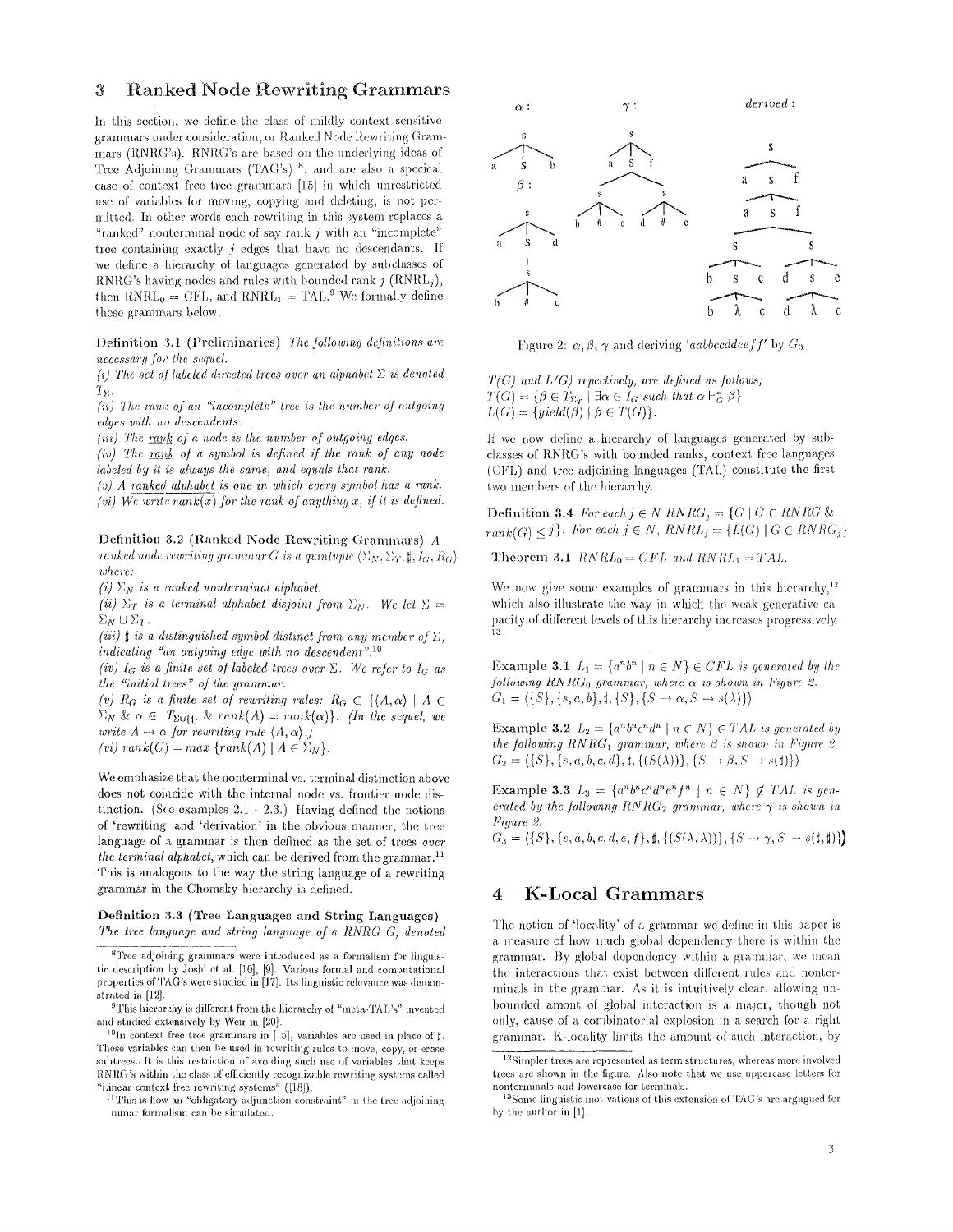## 3 Ranked Node Rewriting Grammars

In this section, we define the class of mildly context sensitive grammars under consideration, or Ranked Node Rewriting Grammars (RNRG's). RNRG's are based on the underlying ideas of Tree Adjoining Grammars (TAG's) [8], and are also a specical case of context free tree grammars [15] in which unrestricted use of variables for moving, copying and deleting, is not permitted. In other words each rewriting in this system replaces a "ranked" nonterminal node of say rank $j$ with an "incomplete" tree containing exactly $j$ edges that have no descendants. If we define a hierarchy of languages generated by subclasses of RNRG's having nodes and rules with bounded rank $j$ ($RNRL_j$), then $RNRL_0 = CFL$, and $RNRL_1 = TAL$.[9] We formally define these grammars below.

**Definition 3.1 (Preliminaries)** *The following definitions are necessary for the sequel.*
*(i) The set of labeled directed trees over an alphabet $\Sigma$ is denoted $T_\Sigma$.*
*(ii) The rank of an "incomplete" tree is the number of outgoing edges with no descendants.*
*(iii) The rank of a node is the number of outgoing edges.*
*(iv) The rank of a symbol is defined if the rank of any node labeled by it is always the same, and equals that rank.*
*(v) A ranked alphabet is one in which every symbol has a rank.*
*(vi) We write $rank(x)$ for the rank of anything $x$, if it is defined.*

**Definition 3.2 (Ranked Node Rewriting Grammars)** *A ranked node rewriting grammar $G$ is a quintuple $\langle \Sigma_N, \Sigma_T, \sharp, I_G, R_G \rangle$ where:*
*(i) $\Sigma_N$ is a ranked nonterminal alphabet.*
*(ii) $\Sigma_T$ is a terminal alphabet disjoint from $\Sigma_N$. We let $\Sigma = \Sigma_N \cup \Sigma_T$.*
*(iii) $\sharp$ is a distinguished symbol distinct from any member of $\Sigma$, indicating "an outgoing edge with no descendent".*[10]
*(iv) $I_G$ is a finite set of labeled trees over $\Sigma$. We refer to $I_G$ as the "initial trees" of the grammar.*
*(v) $R_G$ is a finite set of rewriting rules: $R_G \subset \{\langle A, \alpha \rangle \mid A \in \Sigma_N \ \& \ \alpha \in T_{\Sigma \cup \{\sharp\}} \ \& \ rank(A) = rank(\alpha)\}$. (In the sequel, we write $A \to \alpha$ for rewriting rule $\langle A, \alpha \rangle$.)*
*(vi) $rank(G) = max \ \{rank(A) \mid A \in \Sigma_N\}$.*

We emphasize that the nonterminal vs. terminal distinction above does not coincide with the internal node vs. frontier node distinction. (See examples 2.1 - 2.3.) Having defined the notions of 'rewriting' and 'derivation' in the obvious manner, the tree language of a grammar is then defined as the set of trees *over the terminal alphabet*, which can be derived from the grammar.[11] This is analogous to the way the string language of a rewriting grammar in the Chomsky hierarchy is defined.

**Definition 3.3 (Tree Languages and String Languages)** *The tree language and string language of a RNRG $G$, denoted $T(G)$ and $L(G)$ repectively, are defined as follows;*
$T(G) = \{\beta \in T_{\Sigma_T} \mid \exists \alpha \in I_G \text{ such that } \alpha \vdash^*_G \beta\}$
$L(G) = \{yield(\beta) \mid \beta \in T(G)\}$.

Figure 2: $\alpha, \beta, \gamma$ and deriving '$aabbccddeeff$' by $G_3$

If we now define a hierarchy of languages generated by subclasses of RNRG's with bounded ranks, context free languages (CFL) and tree adjoining languages (TAL) constitute the first two members of the hierarchy.

**Definition 3.4** *For each $j \in N$ $RNRG_j = \{G \mid G \in RNRG \ \& \ rank(G) \leq j\}$. For each $j \in N$, $RNRL_j = \{L(G) \mid G \in RNRG_j\}$*

**Theorem 3.1** *$RNRL_0 = CFL$ and $RNRL_1 = TAL$.*

We now give some examples of grammars in this hierarchy,[12] which also illustrate the way in which the weak generative capacity of different levels of this hierarchy increases progressively.[13]

**Example 3.1** *$L_1 = \{a^n b^n \mid n \in N\} \in CFL$ is generated by the following $RNRG_0$ grammar, where $\alpha$ is shown in Figure 2.*
$G_1 = \langle \{S\}, \{s, a, b\}, \sharp, \{S\}, \{S \to \alpha, S \to s(\lambda)\} \rangle$

**Example 3.2** *$L_2 = \{a^n b^n c^n d^n \mid n \in N\} \in TAL$ is generated by the following $RNRG_1$ grammar, where $\beta$ is shown in Figure 2.*
$G_2 = \langle \{S\}, \{s, a, b, c, d\}, \sharp, \{(S(\lambda))\}, \{S \to \beta, S \to s(\sharp)\} \rangle$

**Example 3.3** *$L_3 = \{a^n b^n c^n d^n e^n f^n \mid n \in N\} \notin TAL$ is generated by the following $RNRG_2$ grammar, where $\gamma$ is shown in Figure 2.*
$G_3 = \langle \{S\}, \{s, a, b, c, d, e, f\}, \sharp, \{(S(\lambda, \lambda))\}, \{S \to \gamma, S \to s(\sharp, \sharp)\} \rangle$

## 4 K-Local Grammars

The notion of 'locality' of a grammar we define in this paper is a measure of how much global dependency there is within the grammar. By global dependency within a grammar, we mean the interactions that exist between different rules and nonterminals in the grammar. As it is intuitively clear, allowing unbounded amont of global interaction is a major, though not only, cause of a combinatorial explosion in a search for a right grammar. K-locality limits the amount of such interaction, by

---

[8] Tree adjoining grammars were introduced as a formalism for linguistic description by Joshi et al. [10], [9]. Various formal and computational properties of TAG's were studied in [17]. Its linguistic relevance was demonstrated in [12].

[9] This hierarchy is different from the hierarchy of "meta-TAL's" invented and studied extensively by Weir in [20].

[10] In context free tree grammars in [15], variables are used in place of $\sharp$. These variables can then be used in rewriting rules to move, copy, or erase subtrees. It is this restriction of avoiding such use of variables that keeps RNRG's within the class of efficiently recognizable rewriting systems called "Linear context free rewriting systems" ([18]).

[11] This is how an "obligatory adjunction constraint" in the tree adjoining grammar formalism can be simulated.

[12] Simpler trees are represented as term structures, whereas more involved trees are shown in the figure. Also note that we use uppercase letters for nonterminals and lowercase for terminals.

[13] Some linguistic motivations of this extension of TAG's are argued for by the author in [1].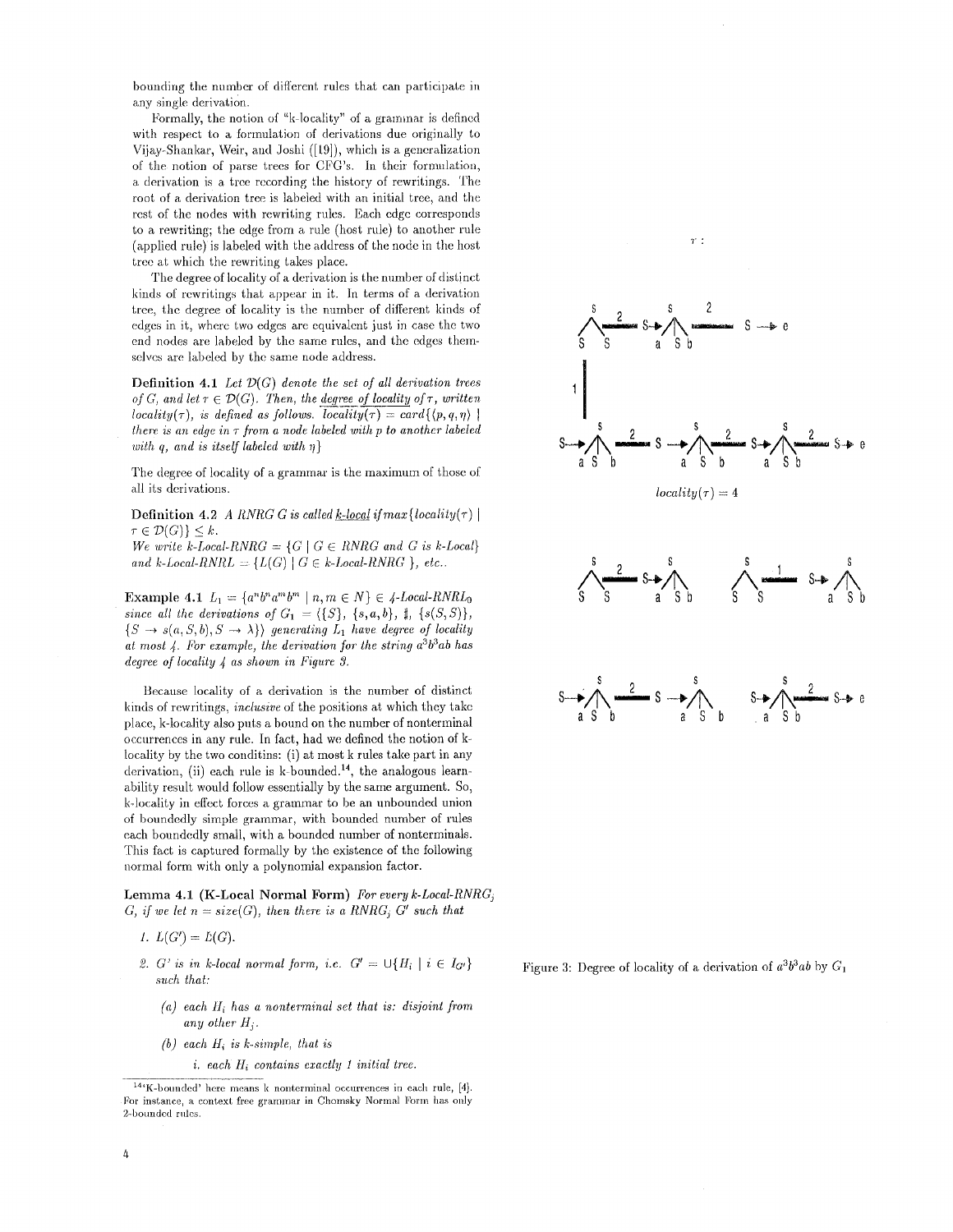bounding the number of different rules that can participate in any single derivation.

Formally, the notion of "k-locality" of a grammar is defined with respect to a formulation of derivations due originally to Vijay-Shankar, Weir, and Joshi ([19]), which is a generalization of the notion of parse trees for CFG's. In their formulation, a derivation is a tree recording the history of rewritings. The root of a derivation tree is labeled with an initial tree, and the rest of the nodes with rewriting rules. Each edge corresponds to a rewriting; the edge from a rule (host rule) to another rule (applied rule) is labeled with the address of the node in the host tree at which the rewriting takes place.

The degree of locality of a derivation is the number of distinct kinds of rewritings that appear in it. In terms of a derivation tree, the degree of locality is the number of different kinds of edges in it, where two edges are equivalent just in case the two end nodes are labeled by the same rules, and the edges themselves are labeled by the same node address.

**Definition 4.1** *Let $\mathcal{D}(G)$ denote the set of all derivation trees of $G$, and let $\tau \in \mathcal{D}(G)$. Then, the degree of locality of $\tau$, written $locality(\tau)$, is defined as follows. $locality(\tau) = card\{\langle p, q, \eta \rangle \mid$ there is an edge in $\tau$ from a node labeled with $p$ to another labeled with $q$, and is itself labeled with $\eta\}$*

The degree of locality of a grammar is the maximum of those of all its derivations.

**Definition 4.2** *A RNRG G is called k-local if $max\{locality(\tau) \mid \tau \in \mathcal{D}(G)\} \leq k$.*
*We write k-Local-RNRG = $\{G \mid G \in$ RNRG and G is k-Local$\}$ and k-Local-RNRL = $\{L(G) \mid G \in$ k-Local-RNRG $\}$, etc..*

**Example 4.1** $L_1 = \{a^n b^n a^m b^m \mid n, m \in N\} \in$ *4-Local-RNRL$_0$ since all the derivations of $G_1 = \langle \{S\}, \{s, a, b\}, \sharp, \{s(S, S)\}, \{S \rightarrow s(a, S, b), S \rightarrow \lambda\} \rangle$ generating $L_1$ have degree of locality at most 4. For example, the derivation for the string $a^3 b^3 ab$ has degree of locality 4 as shown in Figure 3.*

$locality(\tau) = 4$

Figure 3: Degree of locality of a derivation of $a^3 b^3 ab$ by $G_1$

Because locality of a derivation is the number of distinct kinds of rewritings, *inclusive* of the positions at which they take place, k-locality also puts a bound on the number of nonterminal occurrences in any rule. In fact, had we defined the notion of k-locality by the two conditins: (i) at most k rules take part in any derivation, (ii) each rule is k-bounded.[14], the analogous learnability result would follow essentially by the same argument. So, k-locality in effect forces a grammar to be an unbounded union of boundedly simple grammar, with bounded number of rules each boundedly small, with a bounded number of nonterminals. This fact is captured formally by the existence of the following normal form with only a polynomial expansion factor.

**Lemma 4.1 (K-Local Normal Form)** *For every k-Local-RNRG$_j$ G, if we let $n = size(G)$, then there is a RNRG$_j$ G' such that*

1. *$L(G') = L(G)$.*
2. *G' is in k-local normal form, i.e. $G' = \cup\{H_i \mid i \in I_{G'}\}$ such that:*
   - (a) *each $H_i$ has a nonterminal set that is: disjoint from any other $H_j$.*
   - (b) *each $H_i$ is k-simple, that is*
     - i. *each $H_i$ contains exactly 1 initial tree.*

[14] 'K-bounded' here means k nonterminal occurrences in each rule, [4]. For instance, a context free grammar in Chomsky Normal Form has only 2-bounded rules.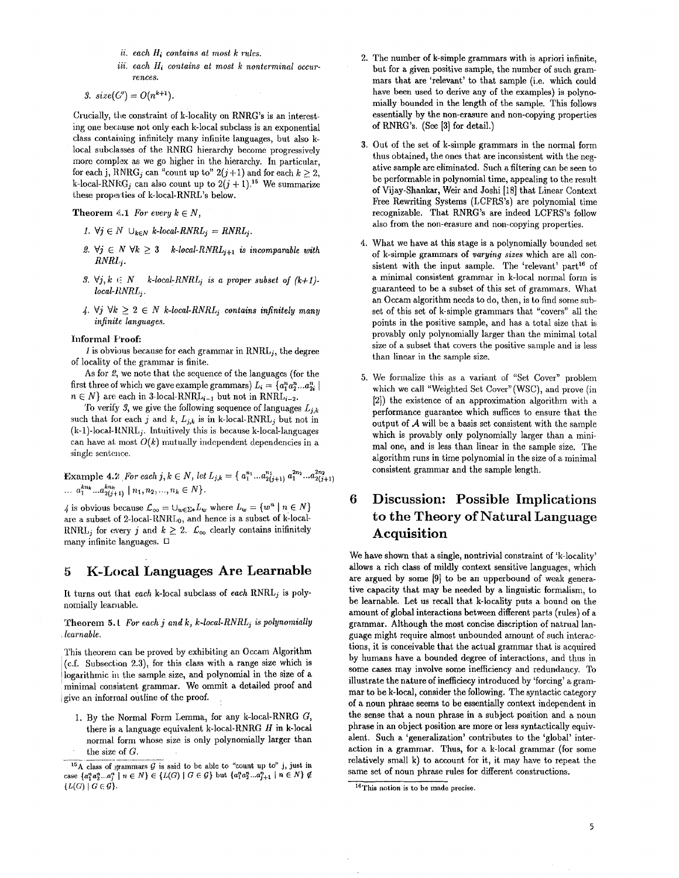*ii. each $H_i$ contains at most k rules.*

*iii. each $H_i$ contains at most k nonterminal occurrences.*

*3. $size(G') = O(n^{k+1})$.*

Crucially, the constraint of k-locality on RNRG's is an interesting one because not only each k-local subclass is an exponential class containing infinitely many infinite languages, but also k-local subclasses of the RNRG hierarchy become progressively more complex as we go higher in the hierarchy. In particular, for each j, $RNRG_j$ can "count up to" $2(j+1)$ and for each $k \geq 2$, k-local-$RNRG_j$ can also count up to $2(j+1)$.[15] We summarize these properties of k-local-RNRL's below.

**Theorem 4.1** *For every $k \in N$,*

1. *$\forall j \in N \cup_{k \in N}$ k-local-$RNRL_j$ = $RNRL_j$.*
2. *$\forall j \in N \; \forall k \geq 3$ k-local-$RNRL_{j+1}$ is incomparable with $RNRL_j$.*
3. *$\forall j, k \in N$ k-local-$RNRL_j$ is a proper subset of (k+1)-local-$RNRL_j$.*
4. *$\forall j \; \forall k \geq 2 \in N$ k-local-$RNRL_j$ contains infinitely many infinite languages.*

**Informal Proof:**

*1* is obvious because for each grammar in $RNRL_j$, the degree of locality of the grammar is finite.

As for *2*, we note that the sequence of the languages (for the first three of which we gave example grammars) $L_i = \{a_1^n a_2^n ... a_{2i}^n \mid n \in N\}$ are each in 3-local-$RNRL_{i-1}$ but not in $RNRL_{i-2}$.

To verify *3*, we give the following sequence of languages $L_{j,k}$ such that for each $j$ and $k$, $L_{j,k}$ is in k-local-$RNRL_j$ but not in (k-1)-local-$RNRL_j$. Intuitively this is because k-local-languages can have at most $O(k)$ mutually independent dependencies in a single sentence.

**Example 4.2** *For each $j, k \in N$, let $L_{j,k} = \{ a_1^{n_1} ... a_{2(j+1)}^{n_1} a_1^{2n_2} ... a_{2(j+1)}^{2n_2} ... a_1^{kn_k} ... a_{2(j+1)}^{kn_k} \mid n_1, n_2, ..., n_k \in N\}$.*

*4* is obvious because $\mathcal{L}_\infty = \cup_{w \in \Sigma^*} L_w$ where $L_w = \{w^n \mid n \in N\}$ are a subset of 2-local-$RNRL_0$, and hence is a subset of k-local-$RNRL_j$ for every $j$ and $k \geq 2$. $\mathcal{L}_\infty$ clearly contains inifinitely many infinite languages. □

## 5 K-Local Languages Are Learnable

It turns out that *each* k-local subclass of *each* $RNRL_j$ is polynomially learnable.

**Theorem 5.1** *For each j and k, k-local-$RNRL_j$ is polynomially learnable.*

This theorem can be proved by exhibiting an Occam Algorithm (c.f. Subsection 2.3), for this class with a range size which is logarithmic in the sample size, and polynomial in the size of a minimal consistent grammar. We ommit a detailed proof and give an informal outline of the proof.

1. By the Normal Form Lemma, for any k-local-RNRG $G$, there is a language equivalent k-local-RNRG $H$ in k-local normal form whose size is only polynomially larger than the size of $G$.
2. The number of k-simple grammars with is apriori infinite, but for a given positive sample, the number of such grammars that are 'relevant' to that sample (i.e. which could have been used to derive any of the examples) is polynomially bounded in the length of the sample. This follows essentially by the non-erasure and non-copying properties of RNRG's. (See [3] for detail.)
3. Out of the set of k-simple grammars in the normal form thus obtained, the ones that are inconsistent with the negative sample are eliminated. Such a filtering can be seen to be performable in polynomial time, appealing to the result of Vijay-Shankar, Weir and Joshi [18] that Linear Context Free Rewriting Systems (LCFRS's) are polynomial time recognizable. That RNRG's are indeed LCFRS's follow also from the non-erasure and non-copying properties.
4. What we have at this stage is a polynomially bounded set of k-simple grammars of *varying sizes* which are all consistent with the input sample. The 'relevant' part[16] of a minimal consistent grammar in k-local normal form is guaranteed to be a subset of this set of grammars. What an Occam algorithm needs to do, then, is to find some subset of this set of k-simple grammars that "covers" all the points in the positive sample, and has a total size that is provably only polynomially larger than the minimal total size of a subset that covers the positive sample and is less than linear in the sample size.
5. We formalize this as a variant of "Set Cover" problem which we call "Weighted Set Cover"(WSC), and prove (in [2]) the existence of an approximation algorithm with a performance guarantee which suffices to ensure that the output of $\mathcal{A}$ will be a basis set consistent with the sample which is provably only polynomially larger than a minimal one, and is less than linear in the sample size. The algorithm runs in time polynomial in the size of a minimal consistent grammar and the sample length.

## 6 Discussion: Possible Implications to the Theory of Natural Language Acquisition

We have shown that a single, nontrivial constraint of 'k-locality' allows a rich class of mildly context sensitive languages, which are argued by some [9] to be an upperbound of weak generative capacity that may be needed by a linguistic formalism, to be learnable. Let us recall that k-locality puts a bound on the amount of global interactions between different parts (rules) of a grammar. Although the most concise discription of natrual language might require almost unbounded amount of such interactions, it is conceivable that the actual grammar that is acquired by humans have a bounded degree of interactions, and thus in some cases may involve some inefficiency and redundancy. To illustrate the nature of inefficiecy introduced by 'forcing' a grammar to be k-local, consider the following. The syntactic category of a noun phrase seems to be essentially context independent in the sense that a noun phrase in a subject position and a noun phrase in an object position are more or less syntactically equivalent. Such a 'generalization' contributes to the 'global' interaction in a grammar. Thus, for a k-local grammar (for some relatively small k) to account for it, it may have to repeat the same set of noun phrase rules for different constructions.

---

[15] A class of grammars $\mathcal{G}$ is said to be able to "count up to" j, just in case $\{a_1^n a_2^n ... a_j^n \mid n \in N\} \in \{L(G) \mid G \in \mathcal{G}\}$ but $\{a_1^n a_2^n ... a_{j+1}^n \mid n \in N\} \notin \{L(G) \mid G \in \mathcal{G}\}$.

[16] This notion is to be made precise.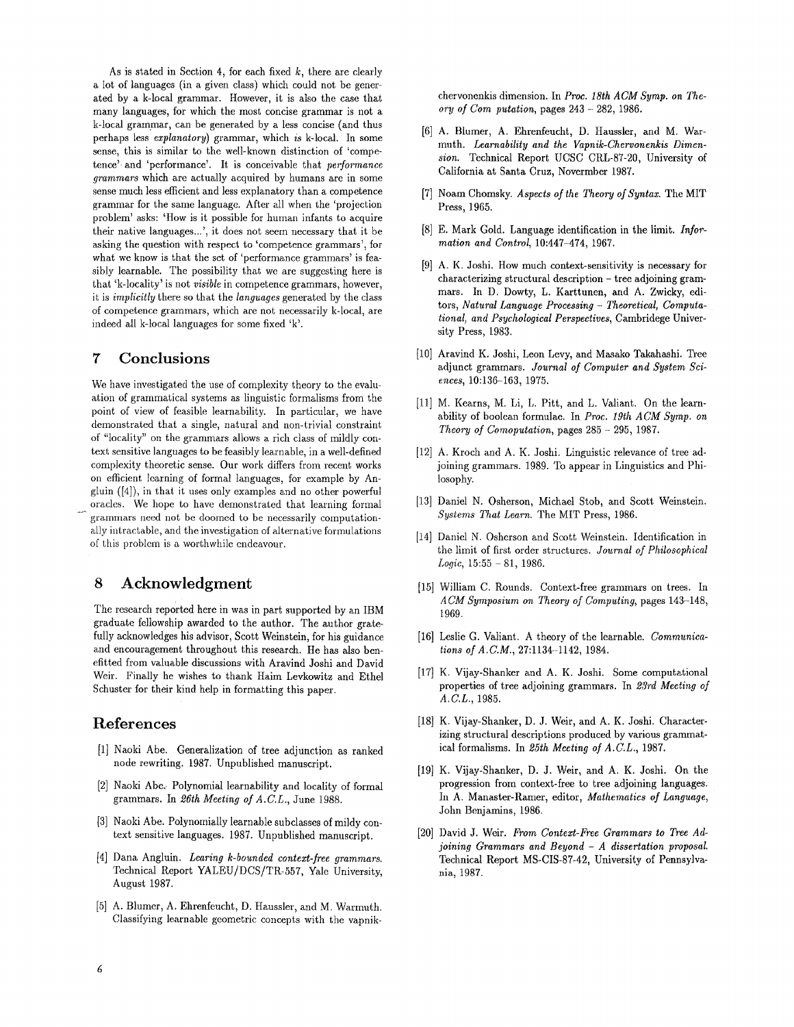As is stated in Section 4, for each fixed $k$, there are clearly a lot of languages (in a given class) which could not be generated by a k-local grammar. However, it is also the case that many languages, for which the most concise grammar is not a k-local grammar, can be generated by a less concise (and thus perhaps less *explanatory*) grammar, which *is* k-local. In some sense, this is similar to the well-known distinction of 'competence' and 'performance'. It is conceivable that *performance grammars* which are actually acquired by humans are in some sense much less efficient and less explanatory than a competence grammar for the same language. After all when the 'projection problem' asks: 'How is it possible for human infants to acquire their native languages...', it does not seem necessary that it be asking the question with respect to 'competence grammars', for what we know is that the set of 'performance grammars' is feasibly learnable. The possibility that we are suggesting here is that 'k-locality' is not *visible* in competence grammars, however, it is *implicitly* there so that the *languages* generated by the class of competence grammars, which are not necessarily k-local, are indeed all k-local languages for some fixed 'k'.

## 7 Conclusions

We have investigated the use of complexity theory to the evaluation of grammatical systems as linguistic formalisms from the point of view of feasible learnability. In particular, we have demonstrated that a single, natural and non-trivial constraint of "locality" on the grammars allows a rich class of mildly context sensitive languages to be feasibly learnable, in a well-defined complexity theoretic sense. Our work differs from recent works on efficient learning of formal languages, for example by Angluin ([4]), in that it uses only examples and no other powerful oracles. We hope to have demonstrated that learning formal grammars need not be doomed to be necessarily computationally intractable, and the investigation of alternative formulations of this problem is a worthwhile endeavour.

## 8 Acknowledgment

The research reported here in was in part supported by an IBM graduate fellowship awarded to the author. The author gratefully acknowledges his advisor, Scott Weinstein, for his guidance and encouragement throughout this research. He has also benefitted from valuable discussions with Aravind Joshi and David Weir. Finally he wishes to thank Haim Levkowitz and Ethel Schuster for their kind help in formatting this paper.

## References

[1] Naoki Abe. Generalization of tree adjunction as ranked node rewriting. 1987. Unpublished manuscript.

[2] Naoki Abe. Polynomial learnability and locality of formal grammars. In *26th Meeting of A.C.L.*, June 1988.

[3] Naoki Abe. Polynomially learnable subclasses of mildy context sensitive languages. 1987. Unpublished manuscript.

[4] Dana Angluin. *Learing k-bounded context-free grammars.* Technical Report YALEU/DCS/TR-557, Yale University, August 1987.

[5] A. Blumer, A. Ehrenfeucht, D. Haussler, and M. Warmuth. Classifying learnable geometric concepts with the vapnik-chervonenkis dimension. In *Proc. 18th ACM Symp. on Theory of Com putation*, pages 243 – 282, 1986.

[6] A. Blumer, A. Ehrenfeucht, D. Haussler, and M. Warmuth. *Learnability and the Vapnik-Chervonenkis Dimension.* Technical Report UCSC CRL-87-20, University of California at Santa Cruz, Novermber 1987.

[7] Noam Chomsky. *Aspects of the Theory of Syntax.* The MIT Press, 1965.

[8] E. Mark Gold. Language identification in the limit. *Information and Control*, 10:447–474, 1967.

[9] A. K. Joshi. How much context-sensitivity is necessary for characterizing structural description – tree adjoining grammars. In D. Dowty, L. Karttunen, and A. Zwicky, editors, *Natural Language Processing – Theoretical, Computational, and Psychological Perspectives*, Cambridege University Press, 1983.

[10] Aravind K. Joshi, Leon Levy, and Masako Takahashi. Tree adjunct grammars. *Journal of Computer and System Sciences*, 10:136–163, 1975.

[11] M. Kearns, M. Li, L. Pitt, and L. Valiant. On the learnability of boolean formulae. In *Proc. 19th ACM Symp. on Theory of Comoputation*, pages 285 – 295, 1987.

[12] A. Kroch and A. K. Joshi. Linguistic relevance of tree adjoining grammars. 1989. To appear in Linguistics and Philosophy.

[13] Daniel N. Osherson, Michael Stob, and Scott Weinstein. *Systems That Learn.* The MIT Press, 1986.

[14] Daniel N. Osherson and Scott Weinstein. Identification in the limit of first order structures. *Journal of Philosophical Logic*, 15:55 – 81, 1986.

[15] William C. Rounds. Context-free grammars on trees. In *ACM Symposium on Theory of Computing*, pages 143–148, 1969.

[16] Leslie G. Valiant. A theory of the learnable. *Communications of A.C.M.*, 27:1134–1142, 1984.

[17] K. Vijay-Shanker and A. K. Joshi. Some computational properties of tree adjoining grammars. In *23rd Meeting of A.C.L.*, 1985.

[18] K. Vijay-Shanker, D. J. Weir, and A. K. Joshi. Characterizing structural descriptions produced by various grammatical formalisms. In *25th Meeting of A.C.L.*, 1987.

[19] K. Vijay-Shanker, D. J. Weir, and A. K. Joshi. On the progression from context-free to tree adjoining languages. In A. Manaster-Ramer, editor, *Mathematics of Language*, John Benjamins, 1986.

[20] David J. Weir. *From Context-Free Grammars to Tree Adjoining Grammars and Beyond – A dissertation proposal.* Technical Report MS-CIS-87-42, University of Pennsylvania, 1987.